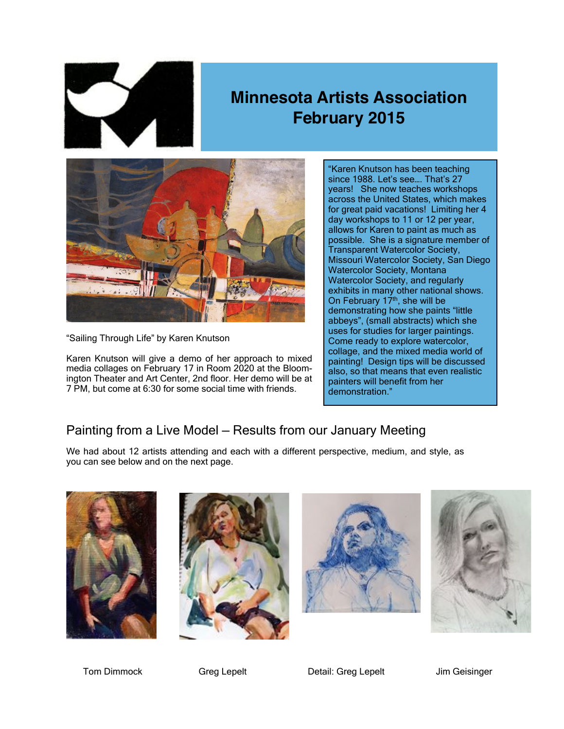# Minnesota Artists Association
# February 2015

"Sailing Through Life" by Karen Knutson

Karen Knutson will give a demo of her approach to mixed media collages on February 17 in Room 2020 at the Bloomington Theater and Art Center, 2nd floor. Her demo will be at 7 PM, but come at 6:30 for some social time with friends.

"Karen Knutson has been teaching since 1988. Let's see…. That's 27 years! She now teaches workshops across the United States, which makes for great paid vacations! Limiting her 4 day workshops to 11 or 12 per year, allows for Karen to paint as much as possible. She is a signature member of Transparent Watercolor Society, Missouri Watercolor Society, San Diego Watercolor Society, Montana Watercolor Society, and regularly exhibits in many other national shows. On February 17th, she will be demonstrating how she paints "little abbeys", (small abstracts) which she uses for studies for larger paintings. Come ready to explore watercolor, collage, and the mixed media world of painting! Design tips will be discussed also, so that means that even realistic painters will benefit from her demonstration."

## Painting from a Live Model – Results from our January Meeting

We had about 12 artists attending and each with a different perspective, medium, and style, as you can see below and on the next page.

Tom Dimmock

Greg Lepelt

Detail: Greg Lepelt

Jim Geisinger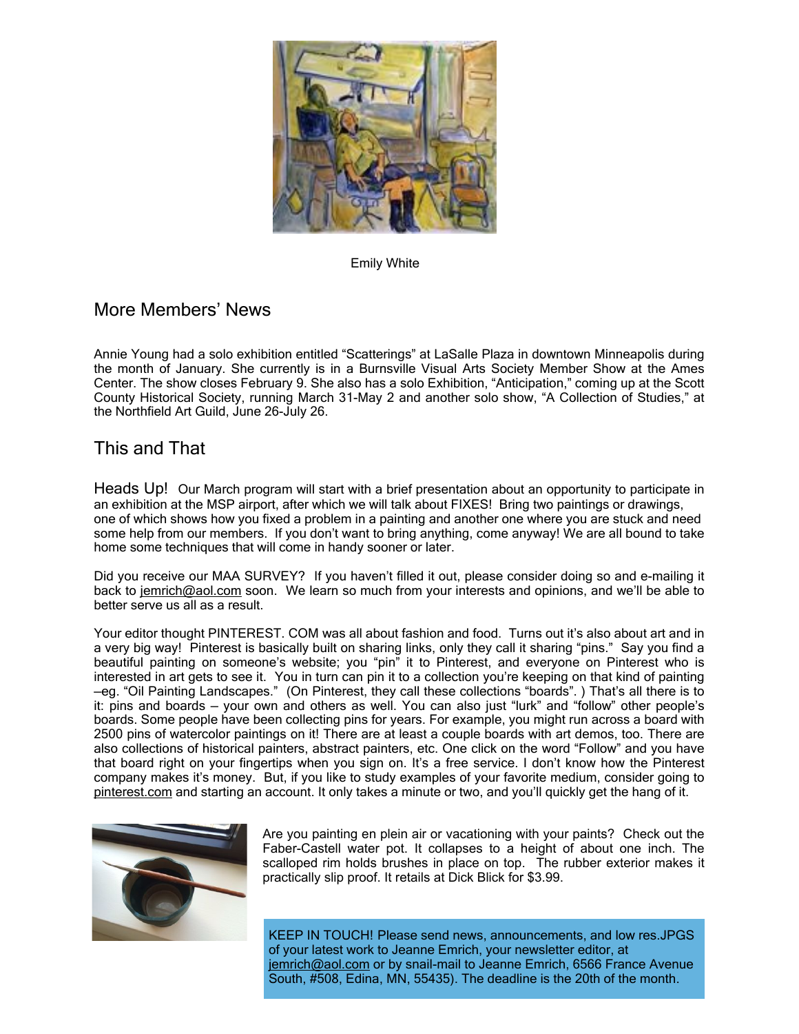Emily White

## More Members' News

Annie Young had a solo exhibition entitled "Scatterings" at LaSalle Plaza in downtown Minneapolis during the month of January. She currently is in a Burnsville Visual Arts Society Member Show at the Ames Center. The show closes February 9. She also has a solo Exhibition, "Anticipation," coming up at the Scott County Historical Society, running March 31-May 2 and another solo show, "A Collection of Studies," at the Northfield Art Guild, June 26-July 26.

## This and That

Heads Up! Our March program will start with a brief presentation about an opportunity to participate in an exhibition at the MSP airport, after which we will talk about FIXES! Bring two paintings or drawings, one of which shows how you fixed a problem in a painting and another one where you are stuck and need some help from our members. If you don't want to bring anything, come anyway! We are all bound to take home some techniques that will come in handy sooner or later.

Did you receive our MAA SURVEY? If you haven't filled it out, please consider doing so and e-mailing it back to jemrich@aol.com soon. We learn so much from your interests and opinions, and we'll be able to better serve us all as a result.

Your editor thought PINTEREST. COM was all about fashion and food. Turns out it's also about art and in a very big way! Pinterest is basically built on sharing links, only they call it sharing "pins." Say you find a beautiful painting on someone's website; you "pin" it to Pinterest, and everyone on Pinterest who is interested in art gets to see it. You in turn can pin it to a collection you're keeping on that kind of painting –eg. "Oil Painting Landscapes." (On Pinterest, they call these collections "boards". ) That's all there is to it: pins and boards – your own and others as well. You can also just "lurk" and "follow" other people's boards. Some people have been collecting pins for years. For example, you might run across a board with 2500 pins of watercolor paintings on it! There are at least a couple boards with art demos, too. There are also collections of historical painters, abstract painters, etc. One click on the word "Follow" and you have that board right on your fingertips when you sign on. It's a free service. I don't know how the Pinterest company makes it's money. But, if you like to study examples of your favorite medium, consider going to pinterest.com and starting an account. It only takes a minute or two, and you'll quickly get the hang of it.

Are you painting en plein air or vacationing with your paints? Check out the Faber-Castell water pot. It collapses to a height of about one inch. The scalloped rim holds brushes in place on top. The rubber exterior makes it practically slip proof. It retails at Dick Blick for $3.99.

KEEP IN TOUCH! Please send news, announcements, and low res.JPGS of your latest work to Jeanne Emrich, your newsletter editor, at jemrich@aol.com or by snail-mail to Jeanne Emrich, 6566 France Avenue South, #508, Edina, MN, 55435). The deadline is the 20th of the month.